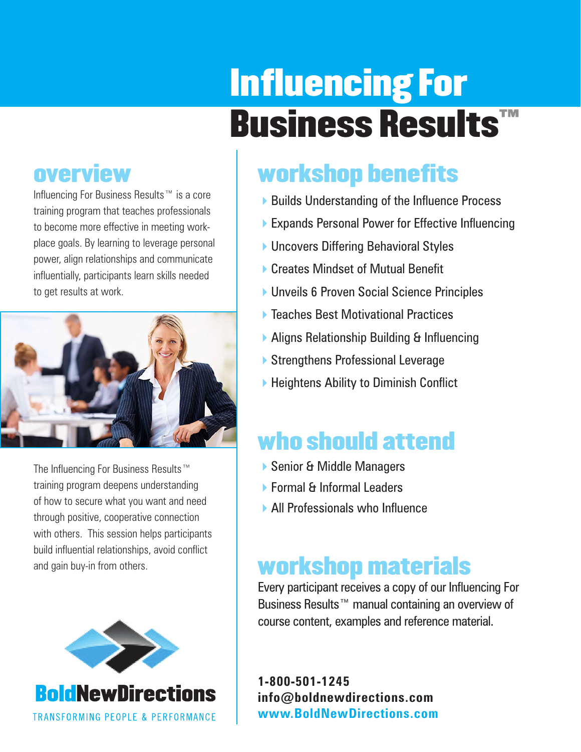# Influencing For Business Results™

## overview

Influencing For Business Results™ is a core training program that teaches professionals to become more effective in meeting workplace goals. By learning to leverage personal power, align relationships and communicate influentially, participants learn skills needed to get results at work.

The Influencing For Business Results™ training program deepens understanding of how to secure what you want and need through positive, cooperative connection with others. This session helps participants build influential relationships, avoid conflict and gain buy-in from others.

**BoldNewDirections**

TRANSFORMING PEOPLE & PERFORMANCE

## workshop benefits

- Builds Understanding of the Influence Process
- Expands Personal Power for Effective Influencing
- Uncovers Differing Behavioral Styles
- Creates Mindset of Mutual Benefit
- Unveils 6 Proven Social Science Principles
- Teaches Best Motivational Practices
- Aligns Relationship Building & Influencing
- Strengthens Professional Leverage
- Heightens Ability to Diminish Conflict

## who should attend

- Senior & Middle Managers
- Formal & Informal Leaders
- All Professionals who Influence

## workshop materials

Every participant receives a copy of our Influencing For Business Results™ manual containing an overview of course content, examples and reference material.

**1-800-501-1245**
**info@boldnewdirections.com**
**www.BoldNewDirections.com**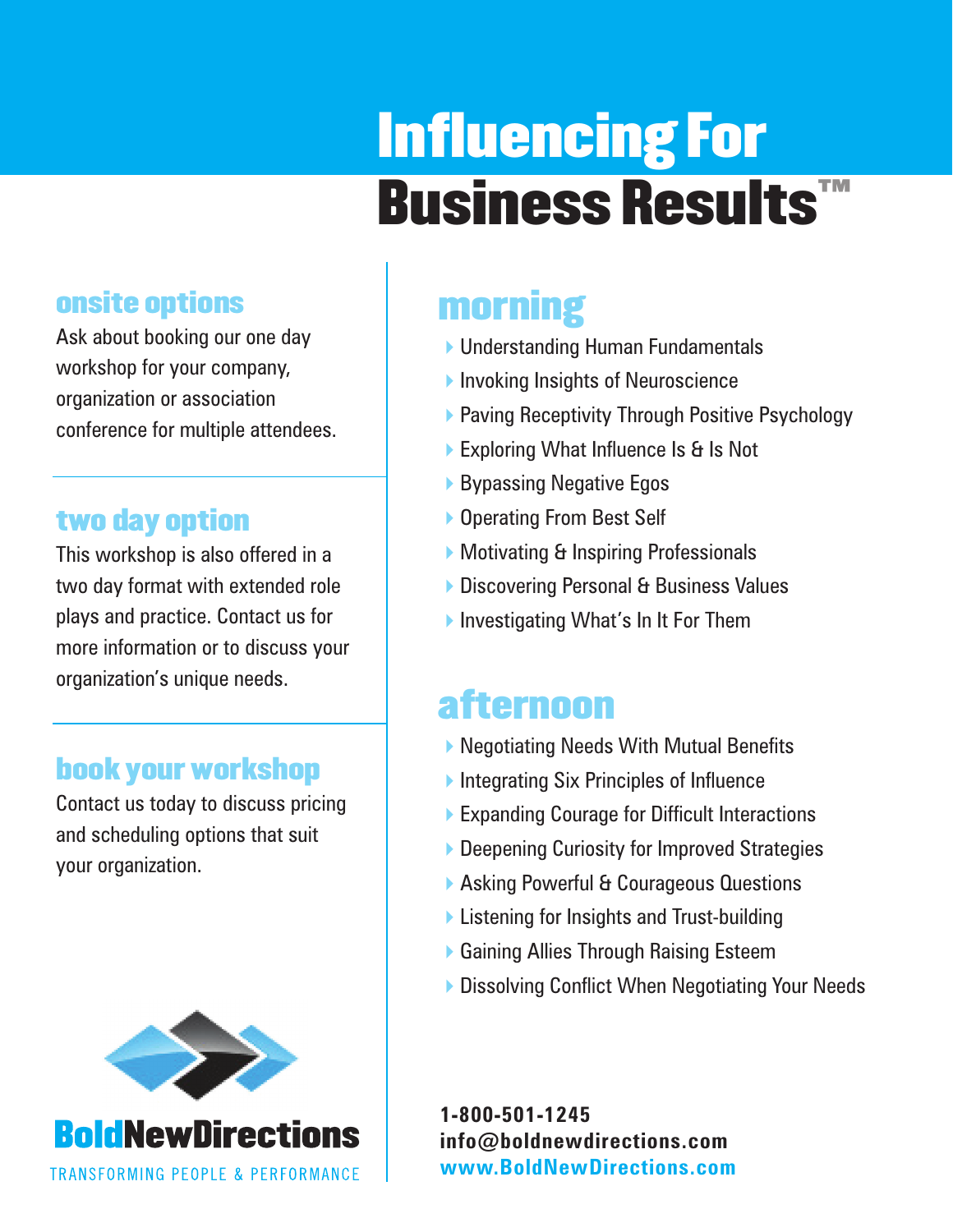# Influencing For Business Results™

## onsite options

Ask about booking our one day workshop for your company, organization or association conference for multiple attendees.

## two day option

This workshop is also offered in a two day format with extended role plays and practice. Contact us for more information or to discuss your organization's unique needs.

## book your workshop

Contact us today to discuss pricing and scheduling options that suit your organization.

BoldNewDirections

TRANSFORMING PEOPLE & PERFORMANCE

## morning

- Understanding Human Fundamentals
- Invoking Insights of Neuroscience
- Paving Receptivity Through Positive Psychology
- Exploring What Influence Is & Is Not
- Bypassing Negative Egos
- Operating From Best Self
- Motivating & Inspiring Professionals
- Discovering Personal & Business Values
- Investigating What's In It For Them

## afternoon

- Negotiating Needs With Mutual Benefits
- Integrating Six Principles of Influence
- Expanding Courage for Difficult Interactions
- Deepening Curiosity for Improved Strategies
- Asking Powerful & Courageous Questions
- Listening for Insights and Trust-building
- Gaining Allies Through Raising Esteem
- Dissolving Conflict When Negotiating Your Needs

**1-800-501-1245**
**info@boldnewdirections.com**
**www.BoldNewDirections.com**